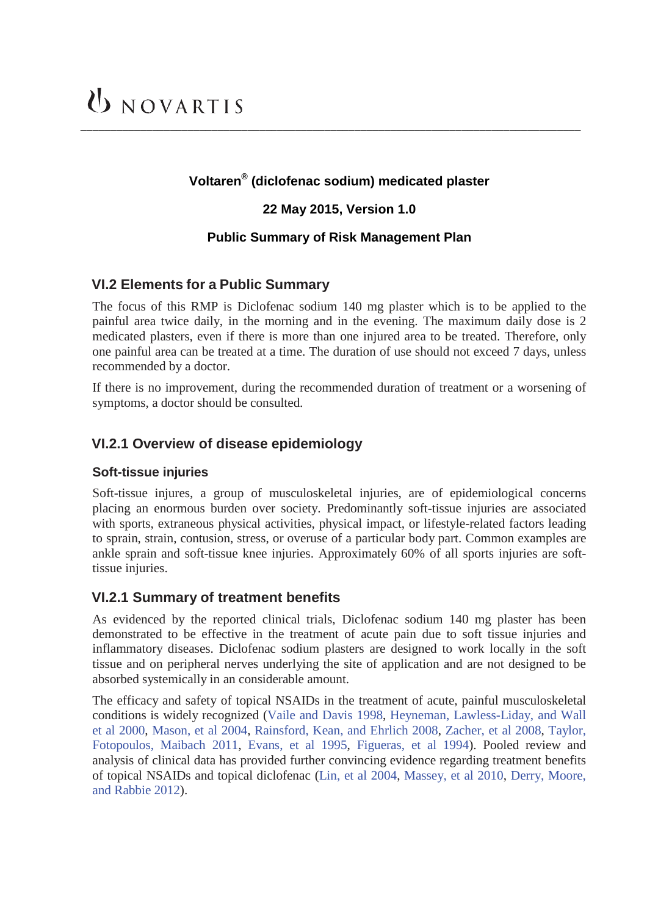NOVARTIS

**Voltaren® (diclofenac sodium) medicated plaster**

**22 May 2015, Version 1.0**

**Public Summary of Risk Management Plan**

## VI.2 Elements for a Public Summary

The focus of this RMP is Diclofenac sodium 140 mg plaster which is to be applied to the painful area twice daily, in the morning and in the evening. The maximum daily dose is 2 medicated plasters, even if there is more than one injured area to be treated. Therefore, only one painful area can be treated at a time. The duration of use should not exceed 7 days, unless recommended by a doctor.

If there is no improvement, during the recommended duration of treatment or a worsening of symptoms, a doctor should be consulted.

## VI.2.1 Overview of disease epidemiology

### Soft-tissue injuries

Soft-tissue injures, a group of musculoskeletal injuries, are of epidemiological concerns placing an enormous burden over society. Predominantly soft-tissue injuries are associated with sports, extraneous physical activities, physical impact, or lifestyle-related factors leading to sprain, strain, contusion, stress, or overuse of a particular body part. Common examples are ankle sprain and soft-tissue knee injuries. Approximately 60% of all sports injuries are soft-tissue injuries.

## VI.2.1 Summary of treatment benefits

As evidenced by the reported clinical trials, Diclofenac sodium 140 mg plaster has been demonstrated to be effective in the treatment of acute pain due to soft tissue injuries and inflammatory diseases. Diclofenac sodium plasters are designed to work locally in the soft tissue and on peripheral nerves underlying the site of application and are not designed to be absorbed systemically in an considerable amount.

The efficacy and safety of topical NSAIDs in the treatment of acute, painful musculoskeletal conditions is widely recognized (Vaile and Davis 1998, Heyneman, Lawless-Liday, and Wall et al 2000, Mason, et al 2004, Rainsford, Kean, and Ehrlich 2008, Zacher, et al 2008, Taylor, Fotopoulos, Maibach 2011, Evans, et al 1995, Figueras, et al 1994). Pooled review and analysis of clinical data has provided further convincing evidence regarding treatment benefits of topical NSAIDs and topical diclofenac (Lin, et al 2004, Massey, et al 2010, Derry, Moore, and Rabbie 2012).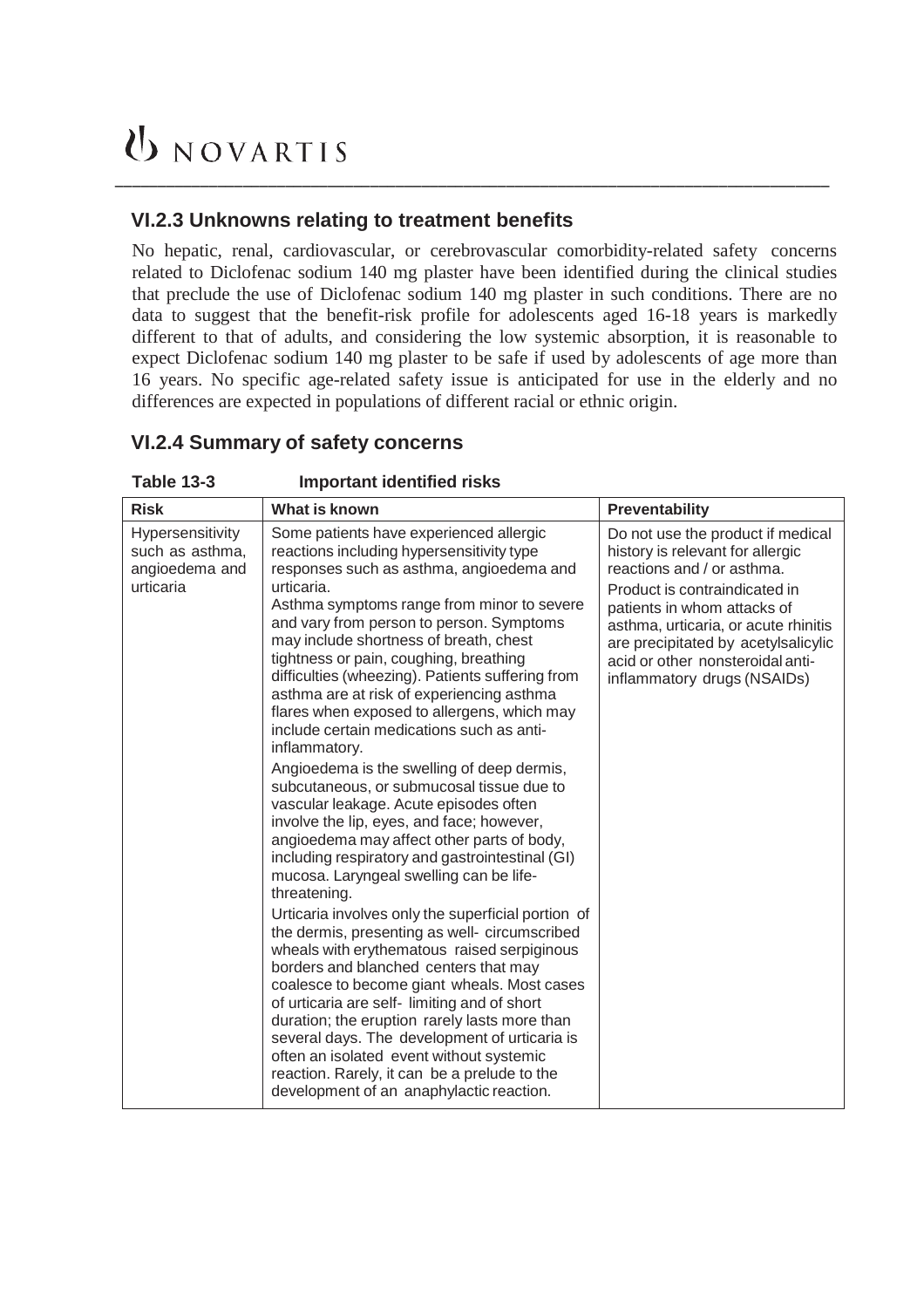### VI.2.3 Unknowns relating to treatment benefits

No hepatic, renal, cardiovascular, or cerebrovascular comorbidity-related safety concerns related to Diclofenac sodium 140 mg plaster have been identified during the clinical studies that preclude the use of Diclofenac sodium 140 mg plaster in such conditions. There are no data to suggest that the benefit-risk profile for adolescents aged 16-18 years is markedly different to that of adults, and considering the low systemic absorption, it is reasonable to expect Diclofenac sodium 140 mg plaster to be safe if used by adolescents of age more than 16 years. No specific age-related safety issue is anticipated for use in the elderly and no differences are expected in populations of different racial or ethnic origin.

### VI.2.4 Summary of safety concerns

**Table 13-3 Important identified risks**

| Risk | What is known | Preventability |
|---|---|---|
| Hypersensitivity such as asthma, angioedema and urticaria | Some patients have experienced allergic reactions including hypersensitivity type responses such as asthma, angioedema and urticaria.<br>Asthma symptoms range from minor to severe and vary from person to person. Symptoms may include shortness of breath, chest tightness or pain, coughing, breathing difficulties (wheezing). Patients suffering from asthma are at risk of experiencing asthma flares when exposed to allergens, which may include certain medications such as anti-inflammatory.<br>Angioedema is the swelling of deep dermis, subcutaneous, or submucosal tissue due to vascular leakage. Acute episodes often involve the lip, eyes, and face; however, angioedema may affect other parts of body, including respiratory and gastrointestinal (GI) mucosa. Laryngeal swelling can be life-threatening.<br>Urticaria involves only the superficial portion of the dermis, presenting as well- circumscribed wheals with erythematous raised serpiginous borders and blanched centers that may coalesce to become giant wheals. Most cases of urticaria are self- limiting and of short duration; the eruption rarely lasts more than several days. The development of urticaria is often an isolated event without systemic reaction. Rarely, it can be a prelude to the development of an anaphylactic reaction. | Do not use the product if medical history is relevant for allergic reactions and / or asthma.<br>Product is contraindicated in patients in whom attacks of asthma, urticaria, or acute rhinitis are precipitated by acetylsalicylic acid or other nonsteroidal anti-inflammatory drugs (NSAIDs) |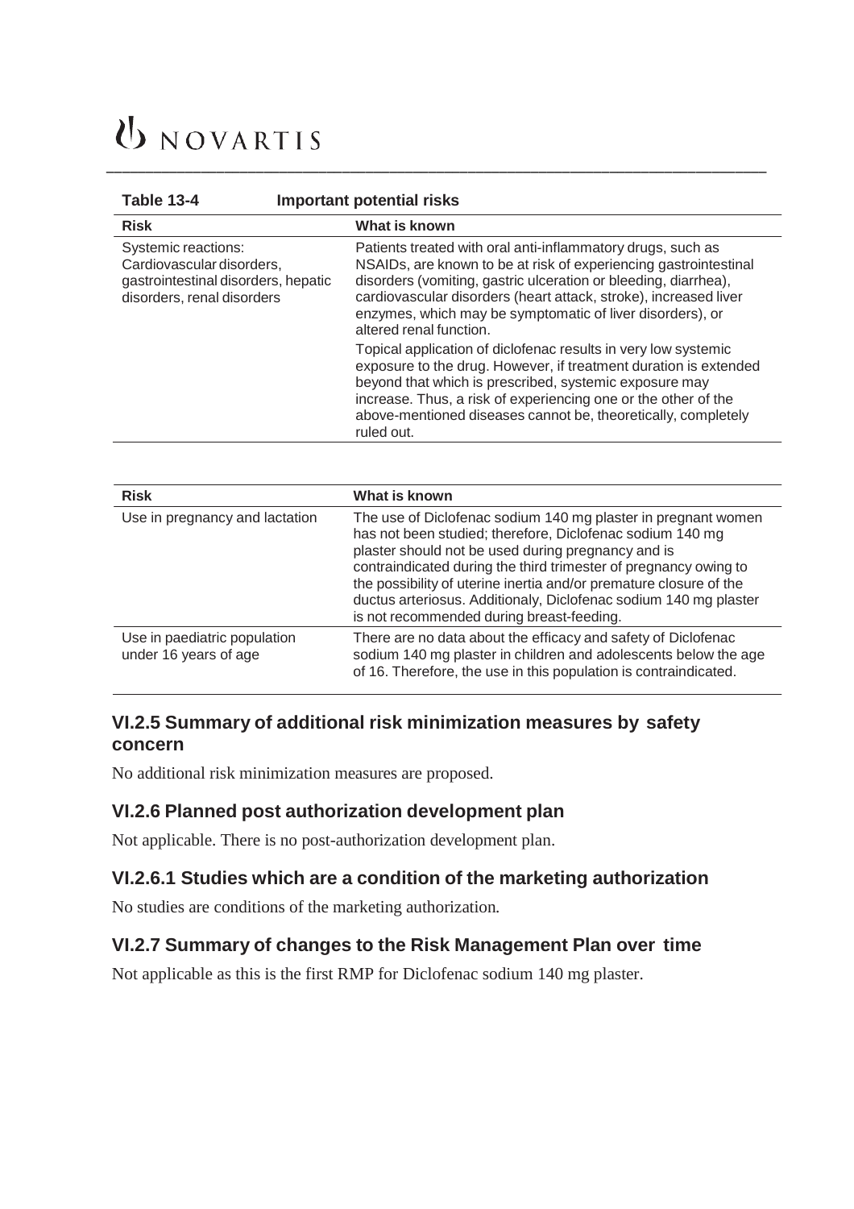**Table 13-4 Important potential risks**

| Risk | What is known |
|---|---|
| Systemic reactions: Cardiovascular disorders, gastrointestinal disorders, hepatic disorders, renal disorders | Patients treated with oral anti-inflammatory drugs, such as NSAIDs, are known to be at risk of experiencing gastrointestinal disorders (vomiting, gastric ulceration or bleeding, diarrhea), cardiovascular disorders (heart attack, stroke), increased liver enzymes, which may be symptomatic of liver disorders), or altered renal function.<br><br>Topical application of diclofenac results in very low systemic exposure to the drug. However, if treatment duration is extended beyond that which is prescribed, systemic exposure may increase. Thus, a risk of experiencing one or the other of the above-mentioned diseases cannot be, theoretically, completely ruled out. |
| Use in pregnancy and lactation | The use of Diclofenac sodium 140 mg plaster in pregnant women has not been studied; therefore, Diclofenac sodium 140 mg plaster should not be used during pregnancy and is contraindicated during the third trimester of pregnancy owing to the possibility of uterine inertia and/or premature closure of the ductus arteriosus. Additionaly, Diclofenac sodium 140 mg plaster is not recommended during breast-feeding. |
| Use in paediatric population under 16 years of age | There are no data about the efficacy and safety of Diclofenac sodium 140 mg plaster in children and adolescents below the age of 16. Therefore, the use in this population is contraindicated. |

## VI.2.5 Summary of additional risk minimization measures by safety concern

No additional risk minimization measures are proposed.

## VI.2.6 Planned post authorization development plan

Not applicable. There is no post-authorization development plan.

### VI.2.6.1 Studies which are a condition of the marketing authorization

No studies are conditions of the marketing authorization.

## VI.2.7 Summary of changes to the Risk Management Plan over time

Not applicable as this is the first RMP for Diclofenac sodium 140 mg plaster.